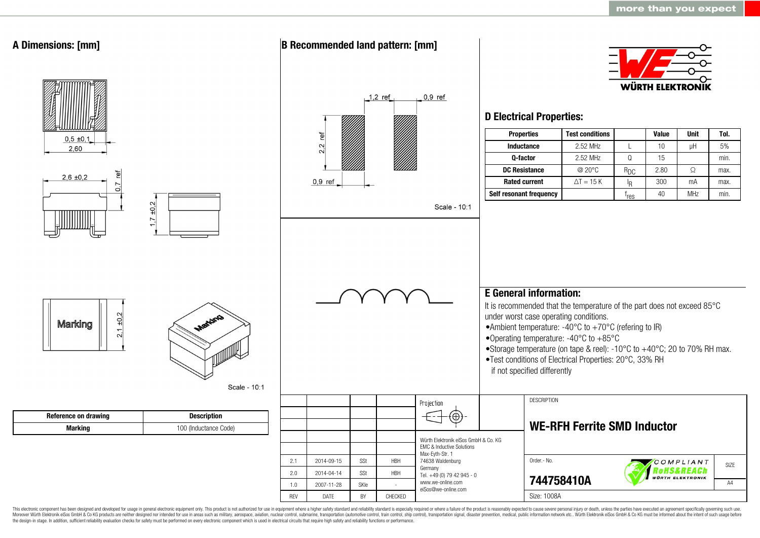more than you expect

## A Dimensions: [mm]

0,5 ±0,1
2,60
2,6 ±0,2
0,7 ref
1,7 ±0,2
Marking
2,1 ±0,2
Marking

Scale - 10:1

| Reference on drawing | Description |
|---|---|
| Marking | 100 (Inductance Code) |

## B Recommended land pattern: [mm]

1,2 ref
0,9 ref
2,2 ref
0,9 ref

Scale - 10:1

WÜRTH ELEKTRONIK

## D Electrical Properties:

| Properties | Test conditions | | Value | Unit | Tol. |
|---|---|---|---|---|---|
| Inductance | 2.52 MHz | L | 10 | µH | 5% |
| Q-factor | 2.52 MHz | Q | 15 | | min. |
| DC Resistance | @ 20°C | $R_{DC}$ | 2.80 | Ω | max. |
| Rated current | ΔT = 15 K | $I_R$ | 300 | mA | max. |
| Self resonant frequency | | $f_{res}$ | 40 | MHz | min. |

## E General information:

It is recommended that the temperature of the part does not exceed 85°C under worst case operating conditions.

- Ambient temperature: -40°C to +70°C (refering to IR)
- Operating temperature: -40°C to +85°C
- Storage temperature (on tape & reel): -10°C to +40°C; 20 to 70% RH max.
- Test conditions of Electrical Properties: 20°C, 33% RH if not specified differently

| REV | DATE | BY | CHECKED |
|---|---|---|---|
| 2.1 | 2014-09-15 | SSt | HBH |
| 2.0 | 2014-04-14 | SSt | HBH |
| 1.0 | 2007-11-28 | SKle | - |

Projection

Würth Elektronik eiSos GmbH & Co. KG
EMC & Inductive Solutions
Max-Eyth-Str. 1
74638 Waldenburg
Germany
Tel. +49 (0) 79 42 945 - 0
www.we-online.com
eiSos@we-online.com

DESCRIPTION

**WE-RFH Ferrite SMD Inductor**

Order.- No.

**744758410A**

COMPLIANT RoHS&REACh WÜRTH ELEKTRONIK

SIZE: A4

Size: 1008A

This electronic component has been designed and developed for usage in general electronic equipment only. This product is not authorized for use in equipment where a higher safety standard and reliability standard is especially required or where a failure of the product is reasonably expected to cause severe personal injury or death, unless the parties have executed an agreement specifically governing such use. Moreover Würth Elektronik eiSos GmbH & Co KG products are neither designed nor intended for use in areas such as military, aerospace, aviation, nuclear control, submarine, transportation (automotive control, train control, ship control), transportation signal, disaster prevention, medical, public information network etc.. Würth Elektronik eiSos GmbH & Co KG must be informed about the intent of such usage before the design-in stage. In addition, sufficient reliability evaluation checks for safety must be performed on every electronic component which is used in electrical circuits that require high safety and reliability functions or performance.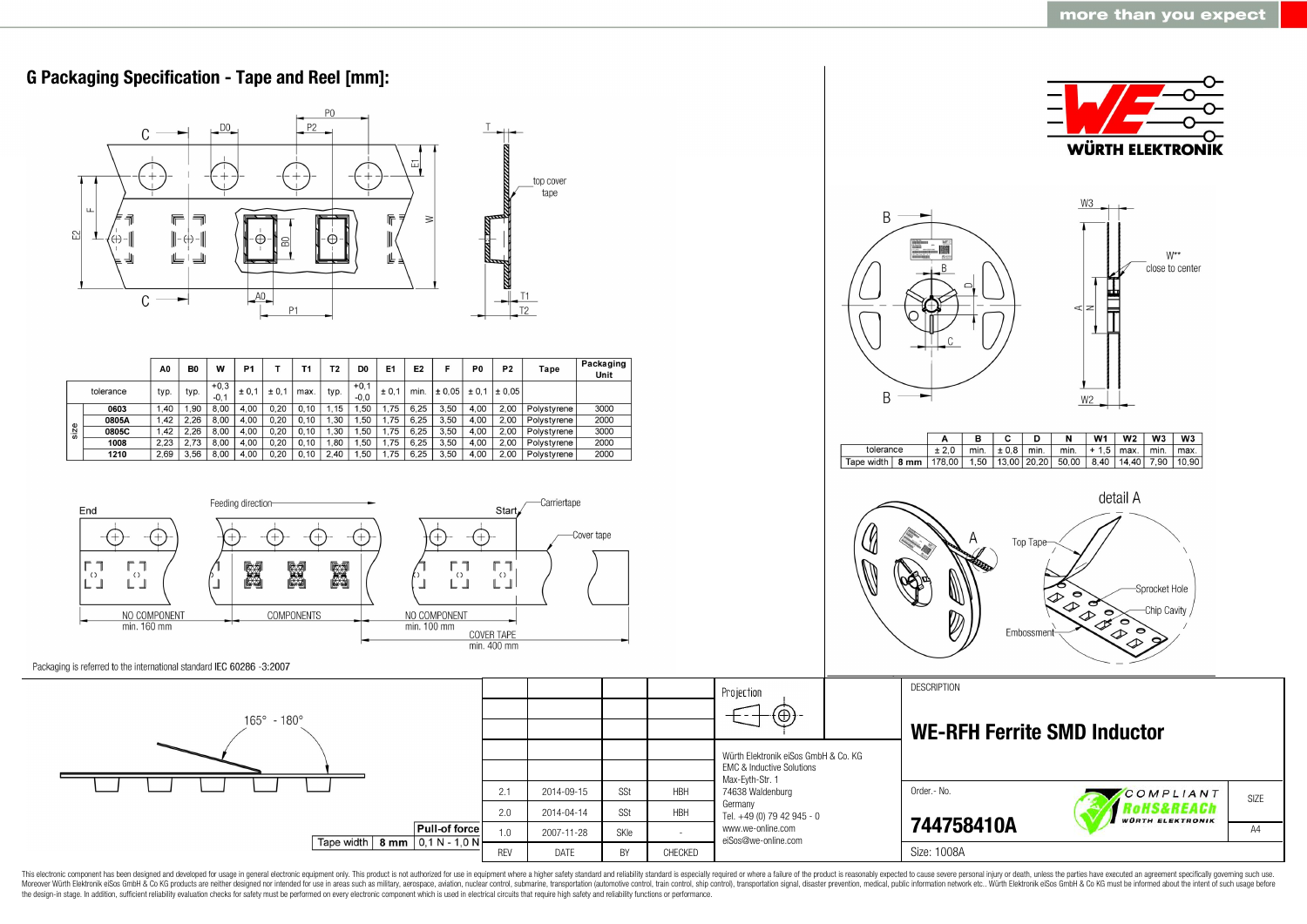## G Packaging Specification - Tape and Reel [mm]:

| | | A0 | B0 | W | P1 | T | T1 | T2 | D0 | E1 | E2 | F | P0 | P2 | Tape | Packaging Unit |
|---|---|---|---|---|---|---|---|---|---|---|---|---|---|---|---|---|
| tolerance | | typ. | typ. | +0,3 -0,1 | ± 0,1 | ± 0,1 | max. | typ. | +0,1 -0,0 | ± 0,1 | min. | ± 0,05 | ± 0,1 | ± 0,05 | | |
| size | 0603 | 1,40 | 1,90 | 8,00 | 4,00 | 0,20 | 0,10 | 1,15 | 1,50 | 1,75 | 6,25 | 3,50 | 4,00 | 2,00 | Polystyrene | 3000 |
| | 0805A | 1,42 | 2,26 | 8,00 | 4,00 | 0,20 | 0,10 | 1,30 | 1,50 | 1,75 | 6,25 | 3,50 | 4,00 | 2,00 | Polystyrene | 2000 |
| | 0805C | 1,42 | 2,26 | 8,00 | 4,00 | 0,20 | 0,10 | 1,30 | 1,50 | 1,75 | 6,25 | 3,50 | 4,00 | 2,00 | Polystyrene | 3000 |
| | 1008 | 2,23 | 2,73 | 8,00 | 4,00 | 0,20 | 0,10 | 1,80 | 1,50 | 1,75 | 6,25 | 3,50 | 4,00 | 2,00 | Polystyrene | 2000 |
| | 1210 | 2,69 | 3,56 | 8,00 | 4,00 | 0,20 | 0,10 | 2,40 | 1,50 | 1,75 | 6,25 | 3,50 | 4,00 | 2,00 | Polystyrene | 2000 |

End — NO COMPONENT min. 160 mm — COMPONENTS — NO COMPONENT min. 100 mm — Start

Feeding direction, Carriertape, Cover tape, COVER TAPE min. 400 mm

Packaging is referred to the international standard IEC 60286 -3:2007

W** close to center

| | | A | B | C | D | N | W1 | W2 | W3 | W3 |
|---|---|---|---|---|---|---|---|---|---|---|
| tolerance | | ± 2,0 | min. | ± 0,8 | min. | min. | + 1,5 | max. | min. | max. |
| Tape width | 8 mm | 178,00 | 1,50 | 13,00 | 20,20 | 50,00 | 8,40 | 14,40 | 7,90 | 10,90 |

detail A: Top Tape, Sprocket Hole, Chip Cavity, Embossment

165° - 180°

| Tape width | 8 mm | Pull-of force 0,1 N - 1,0 N |
|---|---|---|

| REV | DATE | BY | CHECKED |
|---|---|---|---|
| 2.1 | 2014-09-15 | SSt | HBH |
| 2.0 | 2014-04-14 | SSt | HBH |
| 1.0 | 2007-11-28 | SKle | - |

Projection

Würth Elektronik eiSos GmbH & Co. KG
EMC & Inductive Solutions
Max-Eyth-Str. 1
74638 Waldenburg
Germany
Tel. +49 (0) 79 42 945 - 0
www.we-online.com
eiSos@we-online.com

DESCRIPTION

**WE-RFH Ferrite SMD Inductor**

Order.- No.

**744758410A**

Size: 1008A

SIZE A4

This electronic component has been designed and developed for usage in general electronic equipment only. This product is not authorized for use in equipment where a higher safety standard and reliability standard is especially required or where a failure of the product is reasonably expected to cause severe personal injury or death, unless the parties have executed an agreement specifically governing such use. Moreover Würth Elektronik eiSos GmbH & Co KG products are neither designed nor intended for use in areas such as military, aerospace, aviation, nuclear control, submarine, transportation (automotive control, train control, ship control), transportation signal, disaster prevention, medical, public information network etc.. Würth Elektronik eiSos GmbH & Co KG must be informed about the intent of such usage before the design-in stage. In addition, sufficient reliability evaluation checks for safety must be performed on every electronic component which is used in electrical circuits that require high safety and reliability functions or performance.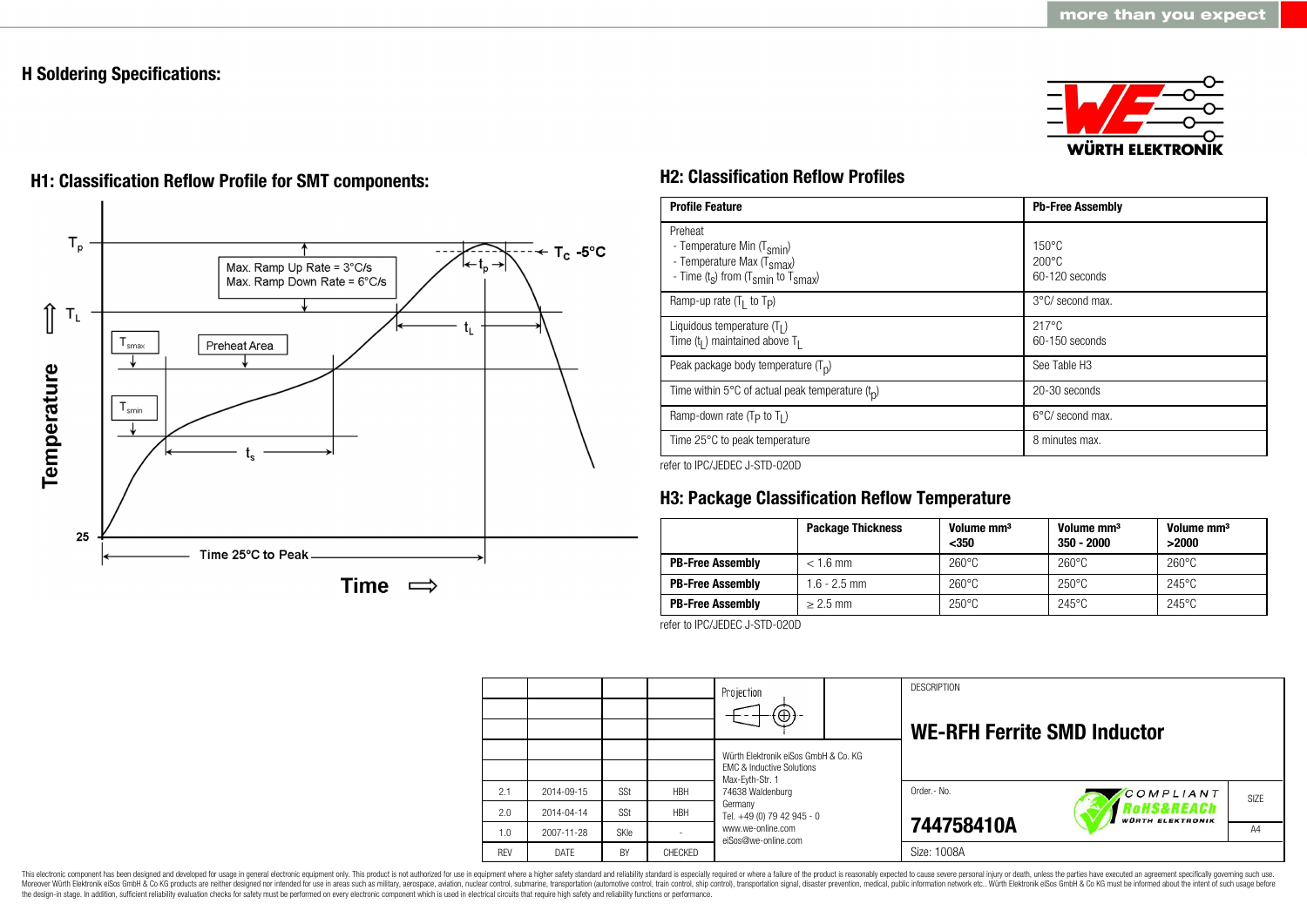# H Soldering Specifications:

## H1: Classification Reflow Profile for SMT components:

$T_p$

$T_C$ -5°C

Max. Ramp Up Rate = 3°C/s
Max. Ramp Down Rate = 6°C/s

$t_p$

$T_L$

$t_L$

$T_{smax}$

Preheat Area

$T_{smin}$

$t_s$

Temperature

25

Time 25°C to Peak

Time ⇨

## H2: Classification Reflow Profiles

| Profile Feature | Pb-Free Assembly |
|---|---|
| Preheat<br>- Temperature Min ($T_{smin}$)<br>- Temperature Max ($T_{smax}$)<br>- Time ($t_s$) from ($T_{smin}$ to $T_{smax}$) | <br>150°C<br>200°C<br>60-120 seconds |
| Ramp-up rate ($T_L$ to $T_P$) | 3°C/ second max. |
| Liquidous temperature ($T_L$)<br>Time ($t_L$) maintained above $T_L$ | 217°C<br>60-150 seconds |
| Peak package body temperature ($T_p$) | See Table H3 |
| Time within 5°C of actual peak temperature ($t_p$) | 20-30 seconds |
| Ramp-down rate ($T_P$ to $T_L$) | 6°C/ second max. |
| Time 25°C to peak temperature | 8 minutes max. |

refer to IPC/JEDEC J-STD-020D

## H3: Package Classification Reflow Temperature

| | Package Thickness | Volume mm³ <350 | Volume mm³ 350 - 2000 | Volume mm³ >2000 |
|---|---|---|---|---|
| **PB-Free Assembly** | < 1.6 mm | 260°C | 260°C | 260°C |
| **PB-Free Assembly** | 1.6 - 2.5 mm | 260°C | 250°C | 245°C |
| **PB-Free Assembly** | ≥ 2.5 mm | 250°C | 245°C | 245°C |

refer to IPC/JEDEC J-STD-020D

| REV | DATE | BY | CHECKED |
|---|---|---|---|
| 2.1 | 2014-09-15 | SSt | HBH |
| 2.0 | 2014-04-14 | SSt | HBH |
| 1.0 | 2007-11-28 | SKle | - |

Projection

Würth Elektronik eiSos GmbH & Co. KG
EMC & Inductive Solutions
Max-Eyth-Str. 1
74638 Waldenburg
Germany
Tel. +49 (0) 79 42 945 - 0
www.we-online.com
eiSos@we-online.com

DESCRIPTION

**WE-RFH Ferrite SMD Inductor**

Order.- No.

**744758410A**

Size: 1008A

SIZE: A4

This electronic component has been designed and developed for usage in general electronic equipment only. This product is not authorized for use in equipment where a higher safety standard and reliability standard is especially required or where a failure of the product is reasonably expected to cause severe personal injury or death, unless the parties have executed an agreement specifically governing such use. Moreover Würth Elektronik eiSos GmbH & Co KG products are neither designed nor intended for use in areas such as military, aerospace, aviation, nuclear control, submarine, transportation (automotive control, train control, ship control), transportation signal, disaster prevention, medical, public information network etc.. Würth Elektronik eiSos GmbH & Co KG must be informed about the intent of such usage before the design-in stage. In addition, sufficient reliability evaluation checks for safety must be performed on every electronic component which is used in electrical circuits that require high safety and reliability functions or performance.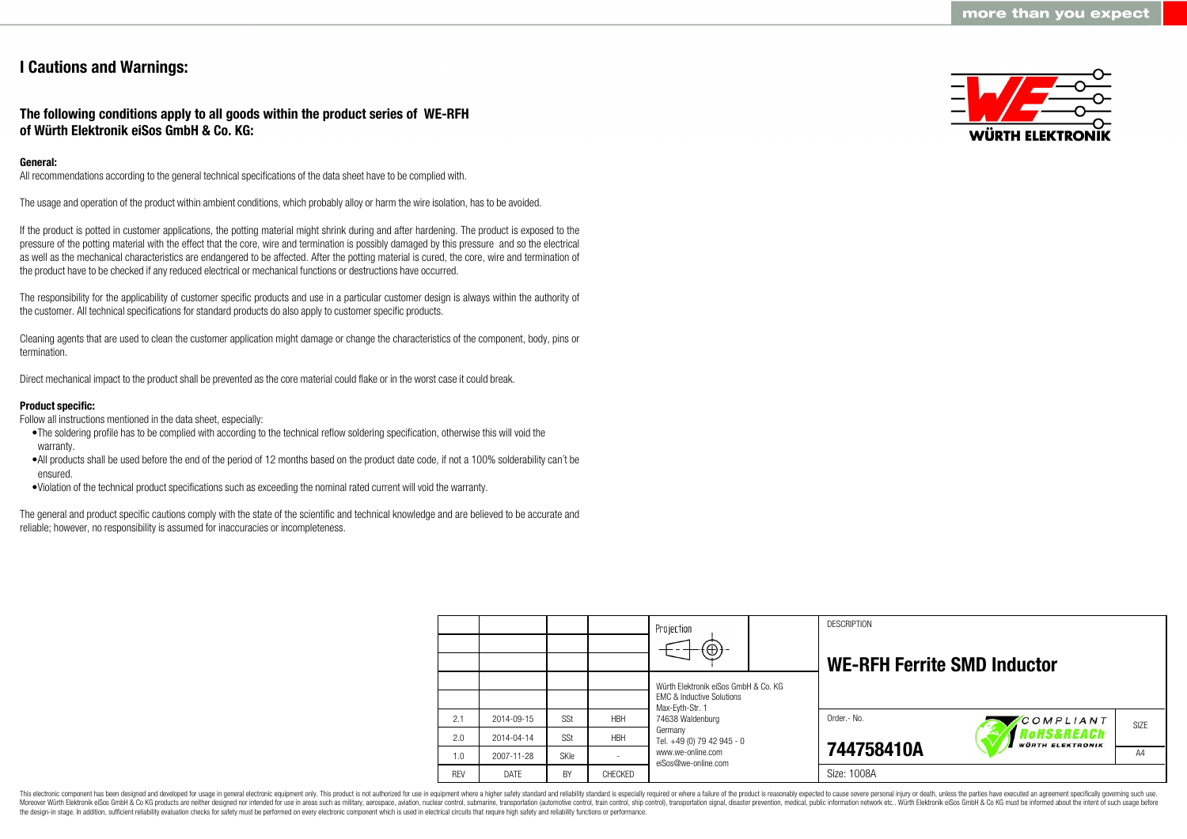# I Cautions and Warnings:

## The following conditions apply to all goods within the product series of WE-RFH of Würth Elektronik eiSos GmbH & Co. KG:

**General:**

All recommendations according to the general technical specifications of the data sheet have to be complied with.

The usage and operation of the product within ambient conditions, which probably alloy or harm the wire isolation, has to be avoided.

If the product is potted in customer applications, the potting material might shrink during and after hardening. The product is exposed to the pressure of the potting material with the effect that the core, wire and termination is possibly damaged by this pressure and so the electrical as well as the mechanical characteristics are endangered to be affected. After the potting material is cured, the core, wire and termination of the product have to be checked if any reduced electrical or mechanical functions or destructions have occurred.

The responsibility for the applicability of customer specific products and use in a particular customer design is always within the authority of the customer. All technical specifications for standard products do also apply to customer specific products.

Cleaning agents that are used to clean the customer application might damage or change the characteristics of the component, body, pins or termination.

Direct mechanical impact to the product shall be prevented as the core material could flake or in the worst case it could break.

**Product specific:**

Follow all instructions mentioned in the data sheet, especially:

- The soldering profile has to be complied with according to the technical reflow soldering specification, otherwise this will void the warranty.
- All products shall be used before the end of the period of 12 months based on the product date code, if not a 100% solderability can´t be ensured.
- Violation of the technical product specifications such as exceeding the nominal rated current will void the warranty.

The general and product specific cautions comply with the state of the scientific and technical knowledge and are believed to be accurate and reliable; however, no responsibility is assumed for inaccuracies or incompleteness.

| REV | DATE | BY | CHECKED |
|---|---|---|---|
| 2.1 | 2014-09-15 | SSt | HBH |
| 2.0 | 2014-04-14 | SSt | HBH |
| 1.0 | 2007-11-28 | SKle | - |

Projection

Würth Elektronik eiSos GmbH & Co. KG
EMC & Inductive Solutions
Max-Eyth-Str. 1
74638 Waldenburg
Germany
Tel. +49 (0) 79 42 945 - 0
www.we-online.com
eiSos@we-online.com

DESCRIPTION

**WE-RFH Ferrite SMD Inductor**

Order.- No.

**744758410A**

COMPLIANT RoHS&REACh WÜRTH ELEKTRONIK

SIZE A4

Size: 1008A

This electronic component has been designed and developed for usage in general electronic equipment only. This product is not authorized for use in equipment where a higher safety standard and reliability standard is especially required or where a failure of the product is reasonably expected to cause severe personal injury or death, unless the parties have executed an agreement specifically governing such use. Moreover Würth Elektronik eiSos GmbH & Co KG products are neither designed nor intended for use in areas such as military, aerospace, aviation, nuclear control, submarine, transportation (automotive control, train control, ship control), transportation signal, disaster prevention, medical, public information network etc.. Würth Elektronik eiSos GmbH & Co KG must be informed about the intent of such usage before the design-in stage. In addition, sufficient reliability evaluation checks for safety must be performed on every electronic component which is used in electrical circuits that require high safety and reliability functions or performance.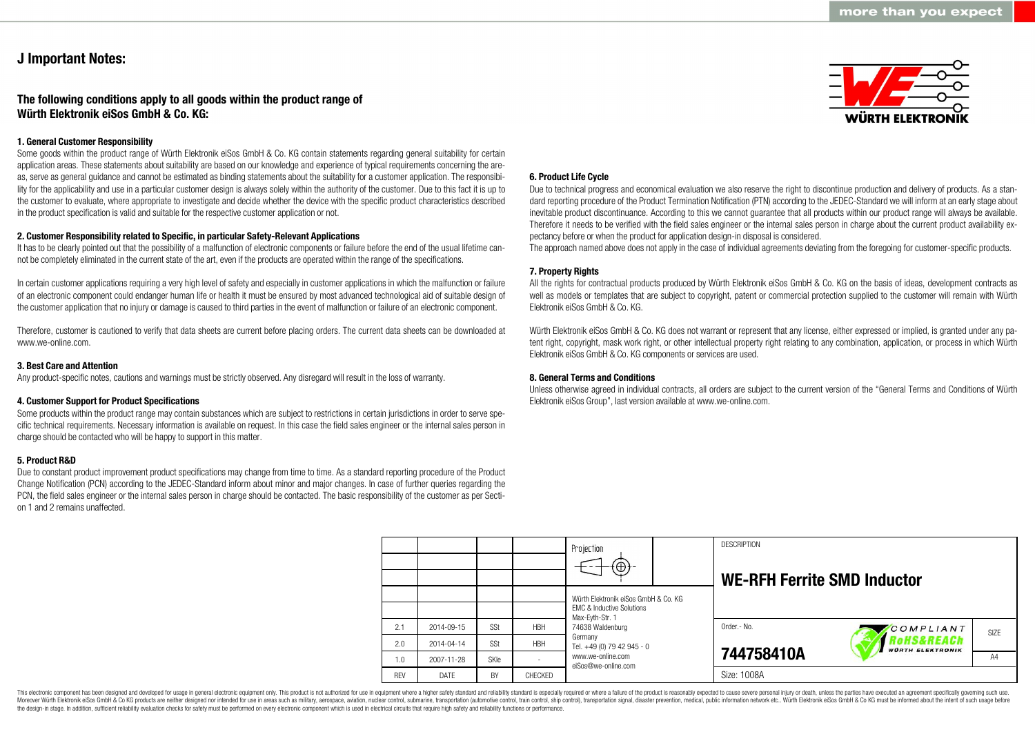## J Important Notes:

### The following conditions apply to all goods within the product range of Würth Elektronik eiSos GmbH & Co. KG:

**1. General Customer Responsibility**

Some goods within the product range of Würth Elektronik eiSos GmbH & Co. KG contain statements regarding general suitability for certain application areas. These statements about suitability are based on our knowledge and experience of typical requirements concerning the areas, serve as general guidance and cannot be estimated as binding statements about the suitability for a customer application. The responsibility for the applicability and use in a particular customer design is always solely within the authority of the customer. Due to this fact it is up to the customer to evaluate, where appropriate to investigate and decide whether the device with the specific product characteristics described in the product specification is valid and suitable for the respective customer application or not.

**2. Customer Responsibility related to Specific, in particular Safety-Relevant Applications**

It has to be clearly pointed out that the possibility of a malfunction of electronic components or failure before the end of the usual lifetime cannot be completely eliminated in the current state of the art, even if the products are operated within the range of the specifications.

In certain customer applications requiring a very high level of safety and especially in customer applications in which the malfunction or failure of an electronic component could endanger human life or health it must be ensured by most advanced technological aid of suitable design of the customer application that no injury or damage is caused to third parties in the event of malfunction or failure of an electronic component.

Therefore, customer is cautioned to verify that data sheets are current before placing orders. The current data sheets can be downloaded at www.we-online.com.

**3. Best Care and Attention**

Any product-specific notes, cautions and warnings must be strictly observed. Any disregard will result in the loss of warranty.

**4. Customer Support for Product Specifications**

Some products within the product range may contain substances which are subject to restrictions in certain jurisdictions in order to serve specific technical requirements. Necessary information is available on request. In this case the field sales engineer or the internal sales person in charge should be contacted who will be happy to support in this matter.

**5. Product R&D**

Due to constant product improvement product specifications may change from time to time. As a standard reporting procedure of the Product Change Notification (PCN) according to the JEDEC-Standard inform about minor and major changes. In case of further queries regarding the PCN, the field sales engineer or the internal sales person in charge should be contacted. The basic responsibility of the customer as per Section 1 and 2 remains unaffected.

**6. Product Life Cycle**

Due to technical progress and economical evaluation we also reserve the right to discontinue production and delivery of products. As a standard reporting procedure of the Product Termination Notification (PTN) according to the JEDEC-Standard we will inform at an early stage about inevitable product discontinuance. According to this we cannot guarantee that all products within our product range will always be available. Therefore it needs to be verified with the field sales engineer or the internal sales person in charge about the current product availability expectancy before or when the product for application design-in disposal is considered.

The approach named above does not apply in the case of individual agreements deviating from the foregoing for customer-specific products.

**7. Property Rights**

All the rights for contractual products produced by Würth Elektronik eiSos GmbH & Co. KG on the basis of ideas, development contracts as well as models or templates that are subject to copyright, patent or commercial protection supplied to the customer will remain with Würth Elektronik eiSos GmbH & Co. KG.

Würth Elektronik eiSos GmbH & Co. KG does not warrant or represent that any license, either expressed or implied, is granted under any patent right, copyright, mask work right, or other intellectual property right relating to any combination, application, or process in which Würth Elektronik eiSos GmbH & Co. KG components or services are used.

**8. General Terms and Conditions**

Unless otherwise agreed in individual contracts, all orders are subject to the current version of the "General Terms and Conditions of Würth Elektronik eiSos Group", last version available at www.we-online.com.

| | | | |
|---|---|---|---|
| 2.1 | 2014-09-15 | SSt | HBH |
| 2.0 | 2014-04-14 | SSt | HBH |
| 1.0 | 2007-11-28 | SKle | - |
| REV | DATE | BY | CHECKED |

Projection

Würth Elektronik eiSos GmbH & Co. KG
EMC & Inductive Solutions
Max-Eyth-Str. 1
74638 Waldenburg
Germany
Tel. +49 (0) 79 42 945 - 0
www.we-online.com
eiSos@we-online.com

DESCRIPTION

**WE-RFH Ferrite SMD Inductor**

Order.- No.

**744758410A**

COMPLIANT RoHS&REACh WÜRTH ELEKTRONIK

SIZE A4

Size: 1008A

This electronic component has been designed and developed for usage in general electronic equipment only. This product is not authorized for use in equipment where a higher safety standard and reliability standard is especially required or where a failure of the product is reasonably expected to cause severe personal injury or death, unless the parties have executed an agreement specifically governing such use. Moreover Würth Elektronik eiSos GmbH & Co KG products are neither designed nor intended for use in areas such as military, aerospace, aviation, nuclear control, submarine, transportation (automotive control, train control, ship control), transportation signal, disaster prevention, medical, public information network etc.. Würth Elektronik eiSos GmbH & Co KG must be informed about the intent of such usage before the design-in stage. In addition, sufficient reliability evaluation checks for safety must be performed on every electronic component which is used in electrical circuits that require high safety and reliability functions or performance.